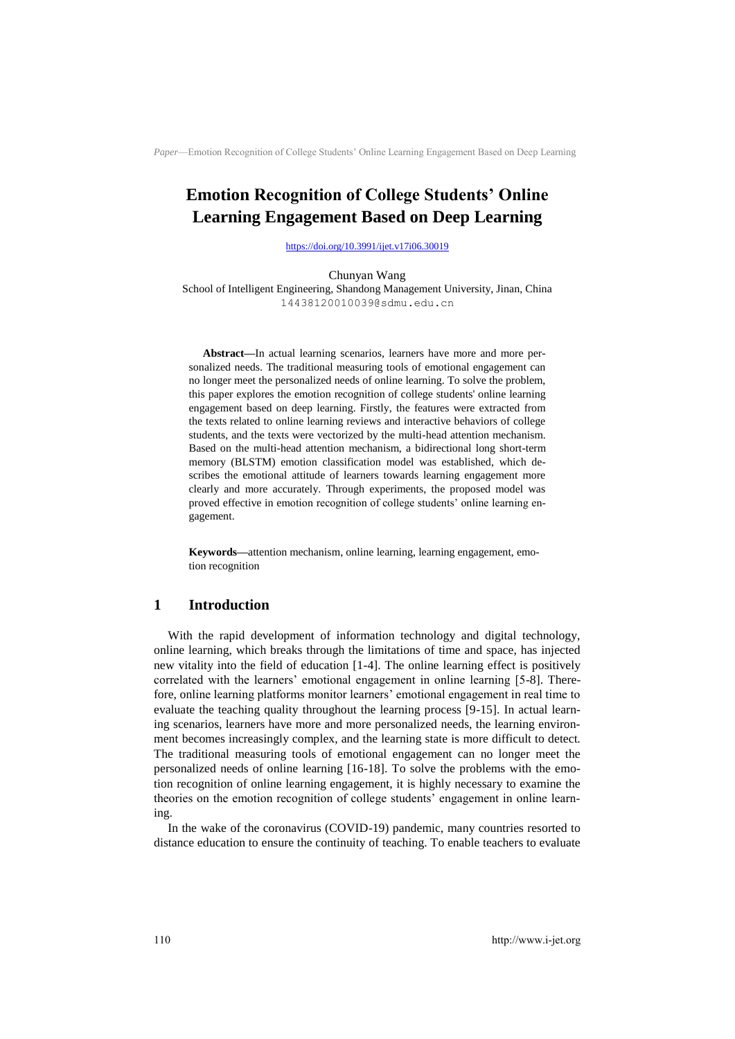# Emotion Recognition of College Students' Online Learning Engagement Based on Deep Learning

https://doi.org/10.3991/ijet.v17i06.30019

Chunyan Wang
School of Intelligent Engineering, Shandong Management University, Jinan, China
14438120010039@sdmu.edu.cn

**Abstract—**In actual learning scenarios, learners have more and more personalized needs. The traditional measuring tools of emotional engagement can no longer meet the personalized needs of online learning. To solve the problem, this paper explores the emotion recognition of college students' online learning engagement based on deep learning. Firstly, the features were extracted from the texts related to online learning reviews and interactive behaviors of college students, and the texts were vectorized by the multi-head attention mechanism. Based on the multi-head attention mechanism, a bidirectional long short-term memory (BLSTM) emotion classification model was established, which describes the emotional attitude of learners towards learning engagement more clearly and more accurately. Through experiments, the proposed model was proved effective in emotion recognition of college students' online learning engagement.

**Keywords—**attention mechanism, online learning, learning engagement, emotion recognition

## 1 Introduction

With the rapid development of information technology and digital technology, online learning, which breaks through the limitations of time and space, has injected new vitality into the field of education [1-4]. The online learning effect is positively correlated with the learners' emotional engagement in online learning [5-8]. Therefore, online learning platforms monitor learners' emotional engagement in real time to evaluate the teaching quality throughout the learning process [9-15]. In actual learning scenarios, learners have more and more personalized needs, the learning environment becomes increasingly complex, and the learning state is more difficult to detect. The traditional measuring tools of emotional engagement can no longer meet the personalized needs of online learning [16-18]. To solve the problems with the emotion recognition of online learning engagement, it is highly necessary to examine the theories on the emotion recognition of college students' engagement in online learning.

In the wake of the coronavirus (COVID-19) pandemic, many countries resorted to distance education to ensure the continuity of teaching. To enable teachers to evaluate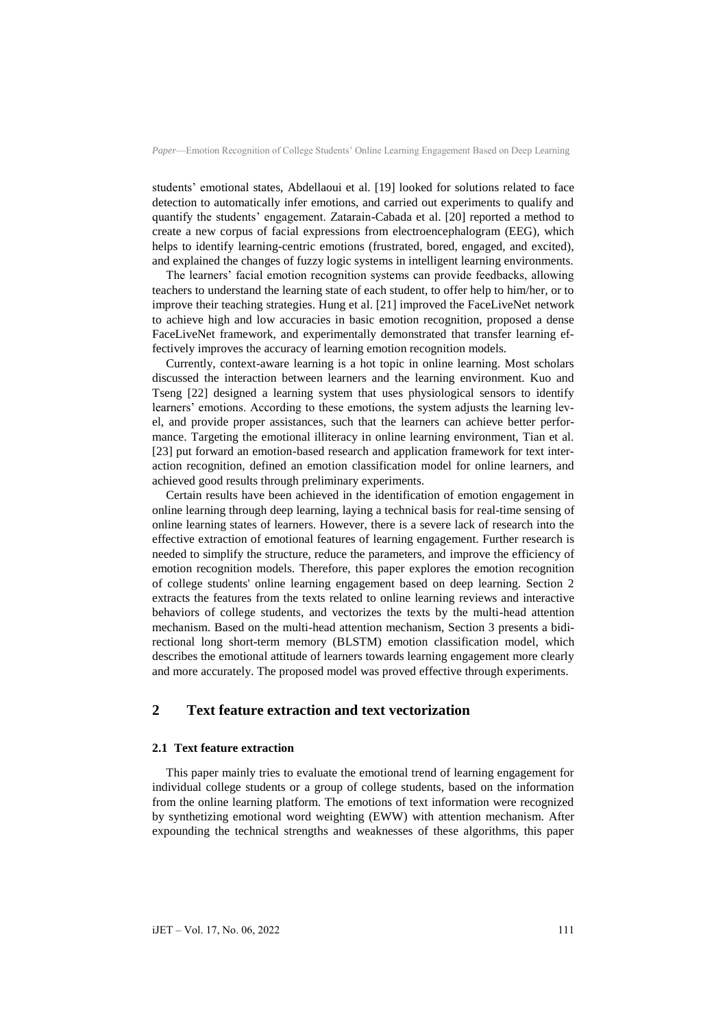students' emotional states, Abdellaoui et al. [19] looked for solutions related to face detection to automatically infer emotions, and carried out experiments to qualify and quantify the students' engagement. Zatarain-Cabada et al. [20] reported a method to create a new corpus of facial expressions from electroencephalogram (EEG), which helps to identify learning-centric emotions (frustrated, bored, engaged, and excited), and explained the changes of fuzzy logic systems in intelligent learning environments.

The learners' facial emotion recognition systems can provide feedbacks, allowing teachers to understand the learning state of each student, to offer help to him/her, or to improve their teaching strategies. Hung et al. [21] improved the FaceLiveNet network to achieve high and low accuracies in basic emotion recognition, proposed a dense FaceLiveNet framework, and experimentally demonstrated that transfer learning effectively improves the accuracy of learning emotion recognition models.

Currently, context-aware learning is a hot topic in online learning. Most scholars discussed the interaction between learners and the learning environment. Kuo and Tseng [22] designed a learning system that uses physiological sensors to identify learners' emotions. According to these emotions, the system adjusts the learning level, and provide proper assistances, such that the learners can achieve better performance. Targeting the emotional illiteracy in online learning environment, Tian et al. [23] put forward an emotion-based research and application framework for text interaction recognition, defined an emotion classification model for online learners, and achieved good results through preliminary experiments.

Certain results have been achieved in the identification of emotion engagement in online learning through deep learning, laying a technical basis for real-time sensing of online learning states of learners. However, there is a severe lack of research into the effective extraction of emotional features of learning engagement. Further research is needed to simplify the structure, reduce the parameters, and improve the efficiency of emotion recognition models. Therefore, this paper explores the emotion recognition of college students' online learning engagement based on deep learning. Section 2 extracts the features from the texts related to online learning reviews and interactive behaviors of college students, and vectorizes the texts by the multi-head attention mechanism. Based on the multi-head attention mechanism, Section 3 presents a bidirectional long short-term memory (BLSTM) emotion classification model, which describes the emotional attitude of learners towards learning engagement more clearly and more accurately. The proposed model was proved effective through experiments.

## 2 Text feature extraction and text vectorization

### 2.1 Text feature extraction

This paper mainly tries to evaluate the emotional trend of learning engagement for individual college students or a group of college students, based on the information from the online learning platform. The emotions of text information were recognized by synthetizing emotional word weighting (EWW) with attention mechanism. After expounding the technical strengths and weaknesses of these algorithms, this paper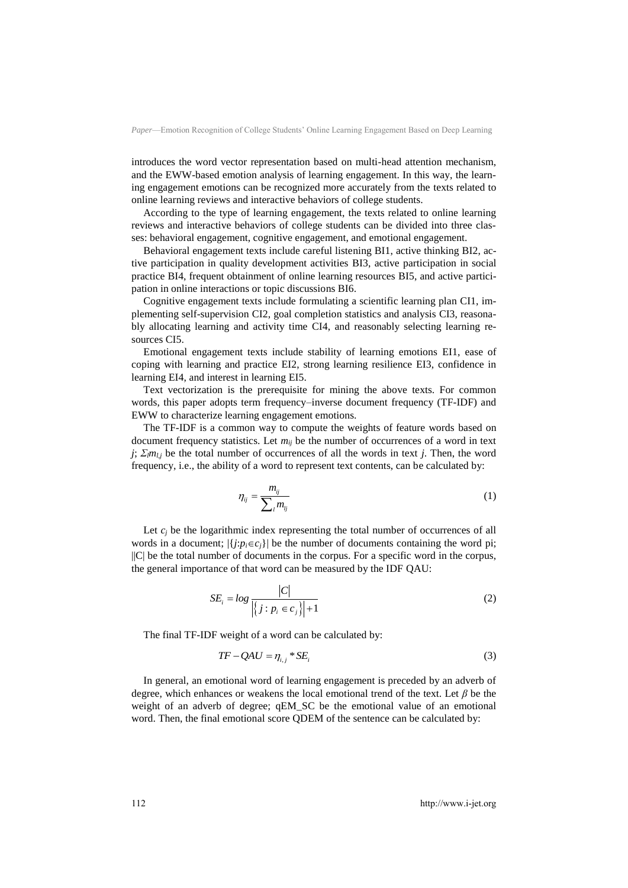introduces the word vector representation based on multi-head attention mechanism, and the EWW-based emotion analysis of learning engagement. In this way, the learning engagement emotions can be recognized more accurately from the texts related to online learning reviews and interactive behaviors of college students.

According to the type of learning engagement, the texts related to online learning reviews and interactive behaviors of college students can be divided into three classes: behavioral engagement, cognitive engagement, and emotional engagement.

Behavioral engagement texts include careful listening BI1, active thinking BI2, active participation in quality development activities BI3, active participation in social practice BI4, frequent obtainment of online learning resources BI5, and active participation in online interactions or topic discussions BI6.

Cognitive engagement texts include formulating a scientific learning plan CI1, implementing self-supervision CI2, goal completion statistics and analysis CI3, reasonably allocating learning and activity time CI4, and reasonably selecting learning resources CI5.

Emotional engagement texts include stability of learning emotions EI1, ease of coping with learning and practice EI2, strong learning resilience EI3, confidence in learning EI4, and interest in learning EI5.

Text vectorization is the prerequisite for mining the above texts. For common words, this paper adopts term frequency–inverse document frequency (TF-IDF) and EWW to characterize learning engagement emotions.

The TF-IDF is a common way to compute the weights of feature words based on document frequency statistics. Let $m_{ij}$ be the number of occurrences of a word in text $j$; $\Sigma_l m_{l,j}$ be the total number of occurrences of all the words in text $j$. Then, the word frequency, i.e., the ability of a word to represent text contents, can be calculated by:

$$\eta_{ij} = \frac{m_{ij}}{\sum_l m_{lj}} \tag{1}$$

Let $c_j$ be the logarithmic index representing the total number of occurrences of all words in a document; $|\{j{:}p_i{\in}c_j\}|$ be the number of documents containing the word pi; ||C| be the total number of documents in the corpus. For a specific word in the corpus, the general importance of that word can be measured by the IDF QAU:

$$SE_i = log \frac{|C|}{\left|\{ j : p_i \in c_j \}\right| + 1} \tag{2}$$

The final TF-IDF weight of a word can be calculated by:

$$TF - QAU = \eta_{i,j} * SE_i \tag{3}$$

In general, an emotional word of learning engagement is preceded by an adverb of degree, which enhances or weakens the local emotional trend of the text. Let $\beta$ be the weight of an adverb of degree; qEM_SC be the emotional value of an emotional word. Then, the final emotional score QDEM of the sentence can be calculated by: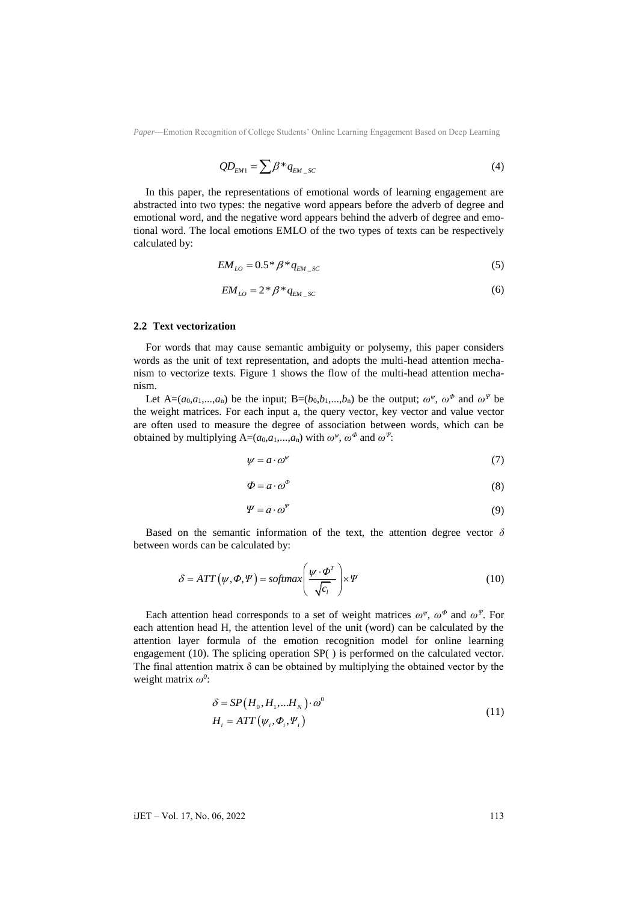$$QD_{EM1} = \sum \beta * q_{EM\_SC} \tag{4}$$

In this paper, the representations of emotional words of learning engagement are abstracted into two types: the negative word appears before the adverb of degree and emotional word, and the negative word appears behind the adverb of degree and emotional word. The local emotions EMLO of the two types of texts can be respectively calculated by:

$$EM_{LO} = 0.5 * \beta * q_{EM\_SC} \tag{5}$$

$$EM_{LO} = 2 * \beta * q_{EM\_SC} \tag{6}$$

### 2.2 Text vectorization

For words that may cause semantic ambiguity or polysemy, this paper considers words as the unit of text representation, and adopts the multi-head attention mechanism to vectorize texts. Figure 1 shows the flow of the multi-head attention mechanism.

Let A=($a_0$,$a_1$,...,$a_n$) be the input; B=($b_0$,$b_1$,...,$b_n$) be the output; $\omega^{\psi}$, $\omega^{\Phi}$ and $\omega^{\Psi}$ be the weight matrices. For each input a, the query vector, key vector and value vector are often used to measure the degree of association between words, which can be obtained by multiplying A=($a_0$,$a_1$,...,$a_n$) with $\omega^{\psi}$, $\omega^{\Phi}$ and $\omega^{\Psi}$:

$$\psi = a \cdot \omega^{\psi} \tag{7}$$

$$\Phi = a \cdot \omega^{\Phi} \tag{8}$$

$$\Psi = a \cdot \omega^{\Psi} \tag{9}$$

Based on the semantic information of the text, the attention degree vector $\delta$ between words can be calculated by:

$$\delta = ATT(\psi, \Phi, \Psi) = softmax\left(\frac{\psi \cdot \Phi^{T}}{\sqrt{c_l}}\right) \times \Psi \tag{10}$$

Each attention head corresponds to a set of weight matrices $\omega^{\psi}$, $\omega^{\Phi}$ and $\omega^{\Psi}$. For each attention head H, the attention level of the unit (word) can be calculated by the attention layer formula of the emotion recognition model for online learning engagement (10). The splicing operation SP( ) is performed on the calculated vector. The final attention matrix δ can be obtained by multiplying the obtained vector by the weight matrix $\omega^{0}$:

$$\begin{aligned} \delta &= SP(H_0, H_1, \ldots H_N) \cdot \omega^{0} \\ H_i &= ATT(\psi_i, \Phi_i, \Psi_i) \end{aligned} \tag{11}$$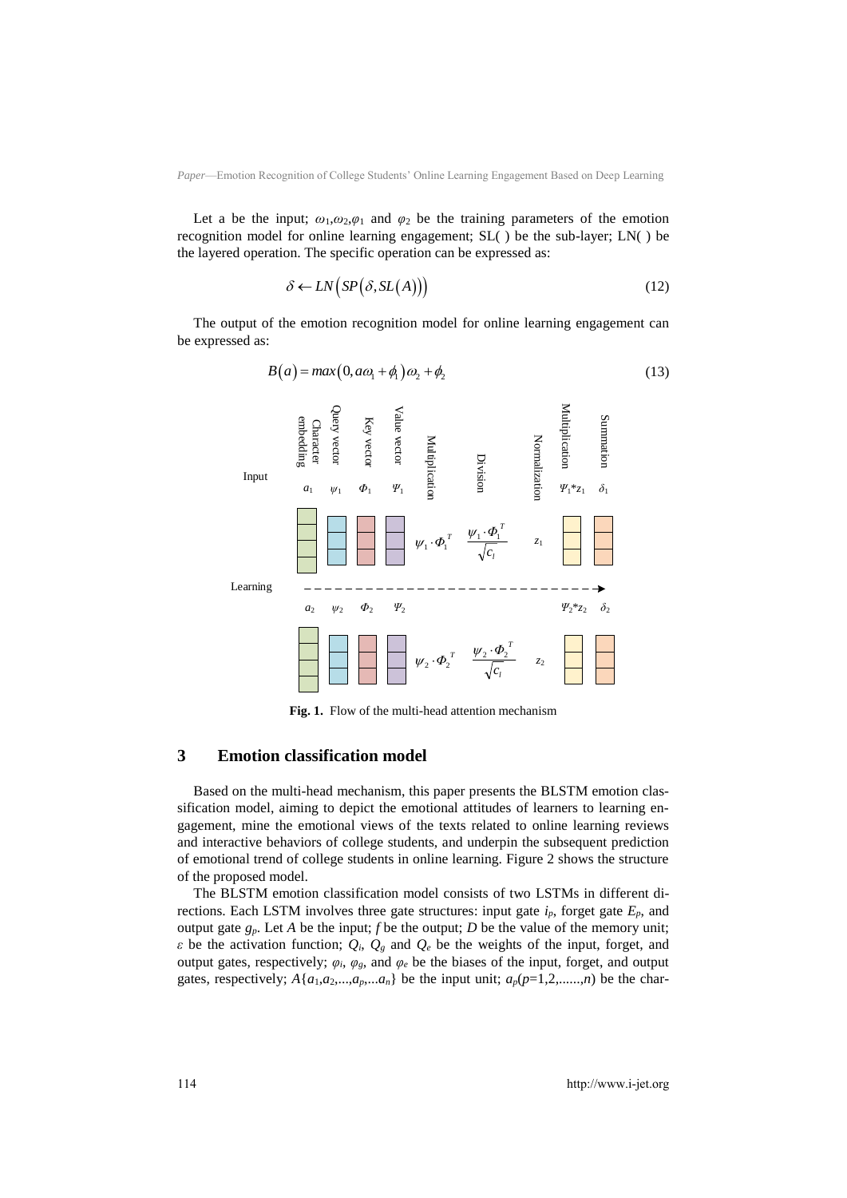Let a be the input; $\omega_1$,$\omega_2$,$\varphi_1$ and $\varphi_2$ be the training parameters of the emotion recognition model for online learning engagement; SL( ) be the sub-layer; LN( ) be the layered operation. The specific operation can be expressed as:

$$\delta \leftarrow LN\left(SP\left(\delta, SL\left(A\right)\right)\right) \tag{12}$$

The output of the emotion recognition model for online learning engagement can be expressed as:

$$B\left(a\right) = max\left(0, a\omega_1 + \phi_1\right)\omega_2 + \phi_2 \tag{13}$$

**Fig. 1.** Flow of the multi-head attention mechanism

## 3 Emotion classification model

Based on the multi-head mechanism, this paper presents the BLSTM emotion classification model, aiming to depict the emotional attitudes of learners to learning engagement, mine the emotional views of the texts related to online learning reviews and interactive behaviors of college students, and underpin the subsequent prediction of emotional trend of college students in online learning. Figure 2 shows the structure of the proposed model.

The BLSTM emotion classification model consists of two LSTMs in different directions. Each LSTM involves three gate structures: input gate $i_p$, forget gate $E_p$, and output gate $g_p$. Let $A$ be the input; $f$ be the output; $D$ be the value of the memory unit; $\varepsilon$ be the activation function; $Q_i$, $Q_g$ and $Q_e$ be the weights of the input, forget, and output gates, respectively; $\varphi_i$, $\varphi_g$, and $\varphi_e$ be the biases of the input, forget, and output gates, respectively; $A\{a_1,a_2,...,a_p,...a_n\}$ be the input unit; $a_p(p=1,2,......,n)$ be the char-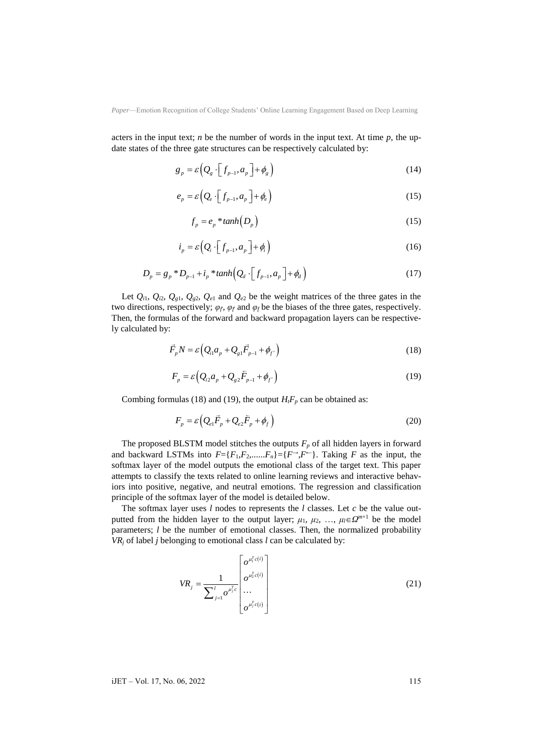acters in the input text; $n$ be the number of words in the input text. At time $p$, the update states of the three gate structures can be respectively calculated by:

$$g_p = \varepsilon\left(Q_g \cdot \left[f_{p-1}, a_p\right] + \phi_g\right) \tag{14}$$

$$e_p = \varepsilon\left(Q_e \cdot \left[f_{p-1}, a_p\right] + \phi_e\right) \tag{15}$$

$$f_p = e_p * tanh\left(D_p\right) \tag{15}$$

$$i_p = \varepsilon\left(Q_i \cdot \left[f_{p-1}, a_p\right] + \phi_i\right) \tag{16}$$

$$D_p = g_p * D_{p-1} + i_p * tanh\left(Q_d \cdot \left[f_{p-1}, a_p\right] + \phi_d\right) \tag{17}$$

Let $Q_{i1}$, $Q_{i2}$, $Q_{g1}$, $Q_{g2}$, $Q_{e1}$ and $Q_{e2}$ be the weight matrices of the three gates in the two directions, respectively; $\varphi_f$, $\varphi_{f'}$ and $\varphi_f$ be the biases of the three gates, respectively. Then, the formulas of the forward and backward propagation layers can be respectively calculated by:

$$\vec{F}_p N = \varepsilon\left(Q_{i1} a_p + Q_{g1} \vec{F}_{p-1} + \phi_{f'}\right) \tag{18}$$

$$F_p = \varepsilon\left(Q_{i2} a_p + Q_{g2} \bar{F}_{p-1} + \phi_{f'}\right) \tag{19}$$

Combing formulas (18) and (19), the output $H_t F_p$ can be obtained as:

$$F_p = \varepsilon\left(Q_{e1} \vec{F}_p + Q_{e2} \bar{F}_p + \phi_f\right) \tag{20}$$

The proposed BLSTM model stitches the outputs $F_p$ of all hidden layers in forward and backward LSTMs into $F=\{F_1,F_2,......F_n\}=\{F^{\rightarrow},F^{\leftarrow}\}$. Taking $F$ as the input, the softmax layer of the model outputs the emotional class of the target text. This paper attempts to classify the texts related to online learning reviews and interactive behaviors into positive, negative, and neutral emotions. The regression and classification principle of the softmax layer of the model is detailed below.

The softmax layer uses $l$ nodes to represents the $l$ classes. Let $c$ be the value outputted from the hidden layer to the output layer; $\mu_1$, $\mu_2$, …, $\mu_l \in \Omega^{m+1}$ be the model parameters; $l$ be the number of emotional classes. Then, the normalized probability $VR_j$ of label $j$ belonging to emotional class $l$ can be calculated by:

$$VR_j = \frac{1}{\sum_{j=1}^{l} o^{\mu_j^T c}} \begin{bmatrix} o^{\mu_1^T c(i)} \\ o^{\mu_2^T c(i)} \\ \cdots \\ o^{\mu_j^T c(i)} \end{bmatrix} \tag{21}$$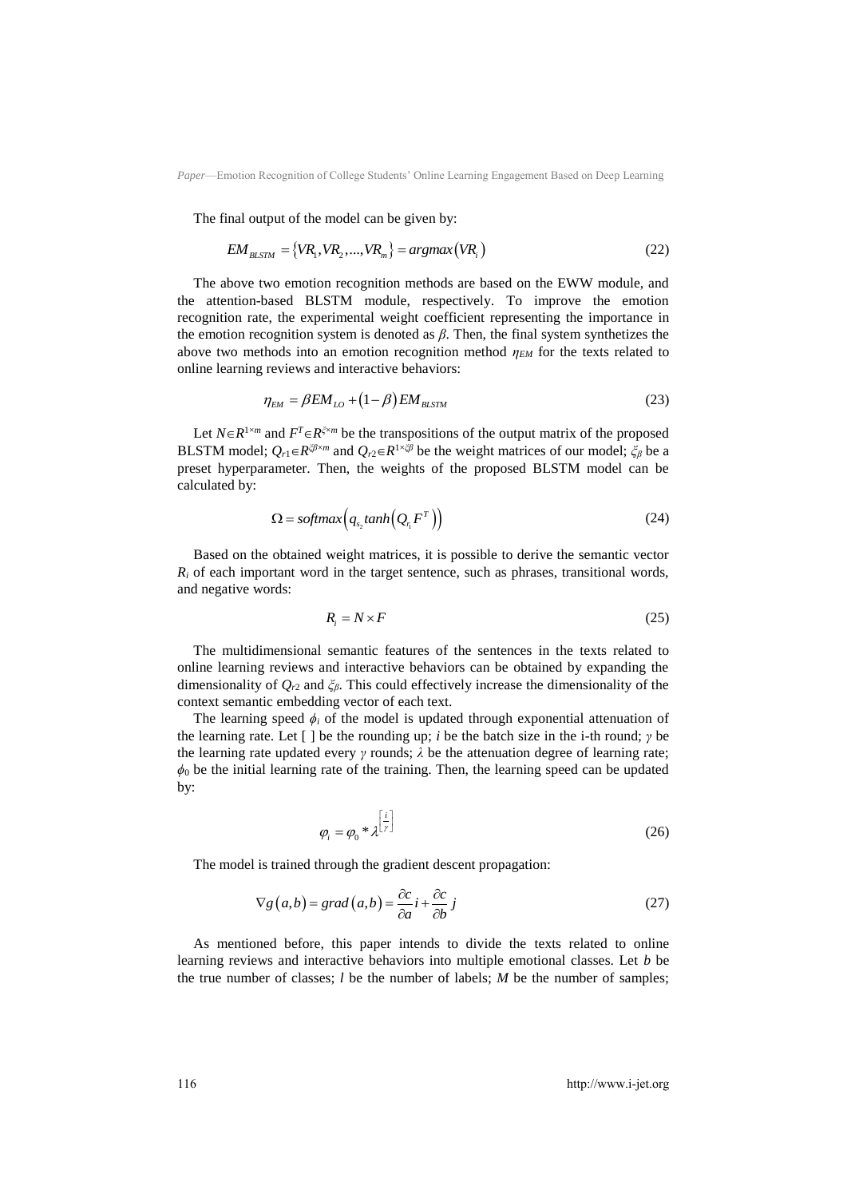The final output of the model can be given by:

$$EM_{BLSTM} = \{VR_1, VR_2, ..., VR_m\} = argmax(VR_i) \tag{22}$$

The above two emotion recognition methods are based on the EWW module, and the attention-based BLSTM module, respectively. To improve the emotion recognition rate, the experimental weight coefficient representing the importance in the emotion recognition system is denoted as $\beta$. Then, the final system synthetizes the above two methods into an emotion recognition method $\eta_{EM}$ for the texts related to online learning reviews and interactive behaviors:

$$\eta_{EM} = \beta EM_{LO} + (1-\beta) EM_{BLSTM} \tag{23}$$

Let $N \in R^{1\times m}$ and $F^T \in R^{\xi\times m}$ be the transpositions of the output matrix of the proposed BLSTM model; $Q_{r1} \in R^{\xi\beta\times m}$ and $Q_{r2} \in R^{1\times\xi\beta}$ be the weight matrices of our model; $\xi_\beta$ be a preset hyperparameter. Then, the weights of the proposed BLSTM model can be calculated by:

$$\Omega = softmax\left(q_{s_2} tanh\left(Q_{r_1} F^T\right)\right) \tag{24}$$

Based on the obtained weight matrices, it is possible to derive the semantic vector $R_i$ of each important word in the target sentence, such as phrases, transitional words, and negative words:

$$R_i = N \times F \tag{25}$$

The multidimensional semantic features of the sentences in the texts related to online learning reviews and interactive behaviors can be obtained by expanding the dimensionality of $Q_{r2}$ and $\xi_\beta$. This could effectively increase the dimensionality of the context semantic embedding vector of each text.

The learning speed $\phi_i$ of the model is updated through exponential attenuation of the learning rate. Let [ ] be the rounding up; $i$ be the batch size in the i-th round; $\gamma$ be the learning rate updated every $\gamma$ rounds; $\lambda$ be the attenuation degree of learning rate; $\phi_0$ be the initial learning rate of the training. Then, the learning speed can be updated by:

$$\varphi_i = \varphi_0 * \lambda^{\left\lceil \frac{i}{\gamma} \right\rceil} \tag{26}$$

The model is trained through the gradient descent propagation:

$$\nabla g(a,b) = grad(a,b) = \frac{\partial c}{\partial a} i + \frac{\partial c}{\partial b} j \tag{27}$$

As mentioned before, this paper intends to divide the texts related to online learning reviews and interactive behaviors into multiple emotional classes. Let $b$ be the true number of classes; $l$ be the number of labels; $M$ be the number of samples;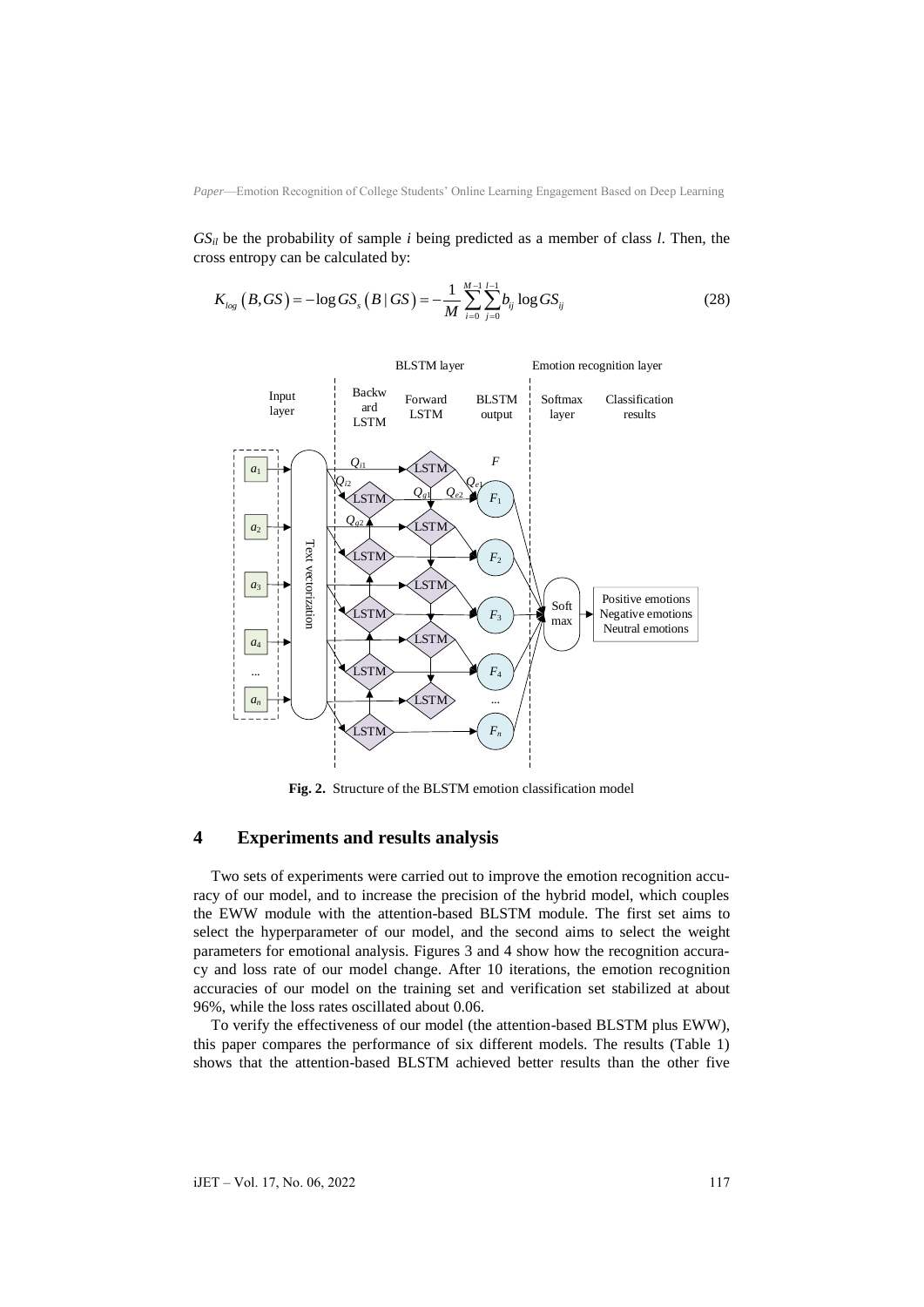$GS_{il}$ be the probability of sample $i$ being predicted as a member of class $l$. Then, the cross entropy can be calculated by:

$$K_{log}\left(B,GS\right) = -\log GS_s\left(B \mid GS\right) = -\frac{1}{M}\sum_{i=0}^{M-1}\sum_{j=0}^{l-1} b_{ij}\log GS_{ij} \tag{28}$$

**Fig. 2.** Structure of the BLSTM emotion classification model

## 4 Experiments and results analysis

Two sets of experiments were carried out to improve the emotion recognition accuracy of our model, and to increase the precision of the hybrid model, which couples the EWW module with the attention-based BLSTM module. The first set aims to select the hyperparameter of our model, and the second aims to select the weight parameters for emotional analysis. Figures 3 and 4 show how the recognition accuracy and loss rate of our model change. After 10 iterations, the emotion recognition accuracies of our model on the training set and verification set stabilized at about 96%, while the loss rates oscillated about 0.06.

To verify the effectiveness of our model (the attention-based BLSTM plus EWW), this paper compares the performance of six different models. The results (Table 1) shows that the attention-based BLSTM achieved better results than the other five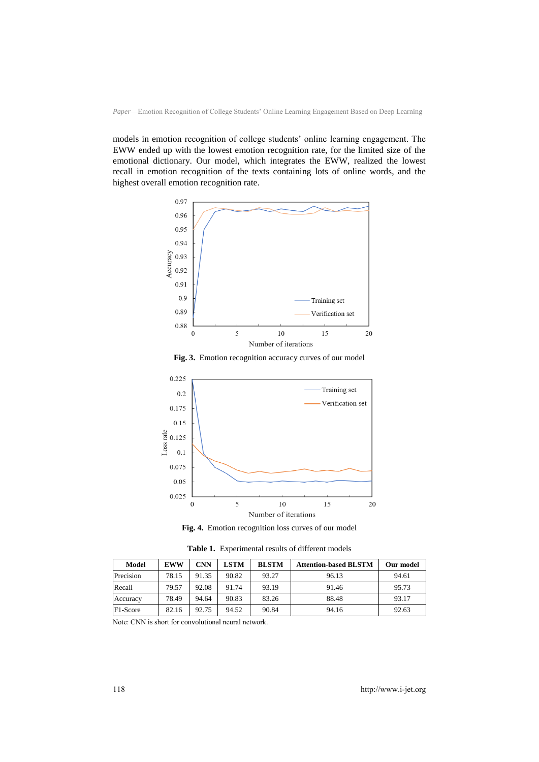models in emotion recognition of college students' online learning engagement. The EWW ended up with the lowest emotion recognition rate, for the limited size of the emotional dictionary. Our model, which integrates the EWW, realized the lowest recall in emotion recognition of the texts containing lots of online words, and the highest overall emotion recognition rate.

**Fig. 3.** Emotion recognition accuracy curves of our model

**Fig. 4.** Emotion recognition loss curves of our model

**Table 1.** Experimental results of different models

| Model | EWW | CNN | LSTM | BLSTM | Attention-based BLSTM | Our model |
|---|---|---|---|---|---|---|
| Precision | 78.15 | 91.35 | 90.82 | 93.27 | 96.13 | 94.61 |
| Recall | 79.57 | 92.08 | 91.74 | 93.19 | 91.46 | 95.73 |
| Accuracy | 78.49 | 94.64 | 90.83 | 83.26 | 88.48 | 93.17 |
| F1-Score | 82.16 | 92.75 | 94.52 | 90.84 | 94.16 | 92.63 |

Note: CNN is short for convolutional neural network.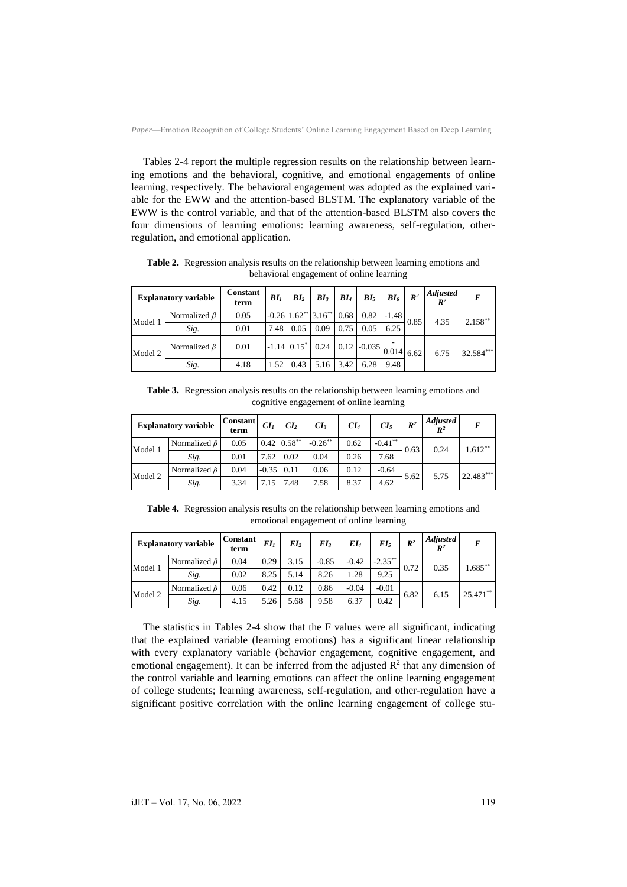Tables 2-4 report the multiple regression results on the relationship between learning emotions and the behavioral, cognitive, and emotional engagements of online learning, respectively. The behavioral engagement was adopted as the explained variable for the EWW and the attention-based BLSTM. The explanatory variable of the EWW is the control variable, and that of the attention-based BLSTM also covers the four dimensions of learning emotions: learning awareness, self-regulation, other-regulation, and emotional application.

**Table 2.** Regression analysis results on the relationship between learning emotions and behavioral engagement of online learning

| Explanatory variable | | Constant term | $BI_1$ | $BI_2$ | $BI_3$ | $BI_4$ | $BI_5$ | $BI_6$ | $R^2$ | Adjusted $R^2$ | $F$ |
|---|---|---|---|---|---|---|---|---|---|---|---|
| Model 1 | Normalized $\beta$ | 0.05 | -0.26 | 1.62** | 3.16** | 0.68 | 0.82 | -1.48 | 0.85 | 4.35 | 2.158** |
| | Sig. | 0.01 | 7.48 | 0.05 | 0.09 | 0.75 | 0.05 | 6.25 | | | |
| Model 2 | Normalized $\beta$ | 0.01 | -1.14 | 0.15* | 0.24 | 0.12 | -0.035 | -0.014 | 6.62 | 6.75 | 32.584*** |
| | Sig. | 4.18 | 1.52 | 0.43 | 5.16 | 3.42 | 6.28 | 9.48 | | | |

**Table 3.** Regression analysis results on the relationship between learning emotions and cognitive engagement of online learning

| Explanatory variable | | Constant term | $CI_1$ | $CI_2$ | $CI_3$ | $CI_4$ | $CI_5$ | $R^2$ | Adjusted $R^2$ | $F$ |
|---|---|---|---|---|---|---|---|---|---|---|
| Model 1 | Normalized $\beta$ | 0.05 | 0.42 | 0.58** | -0.26** | 0.62 | -0.41** | 0.63 | 0.24 | 1.612** |
| | Sig. | 0.01 | 7.62 | 0.02 | 0.04 | 0.26 | 7.68 | | | |
| Model 2 | Normalized $\beta$ | 0.04 | -0.35 | 0.11 | 0.06 | 0.12 | -0.64 | 5.62 | 5.75 | 22.483*** |
| | Sig. | 3.34 | 7.15 | 7.48 | 7.58 | 8.37 | 4.62 | | | |

**Table 4.** Regression analysis results on the relationship between learning emotions and emotional engagement of online learning

| Explanatory variable | | Constant term | $EI_1$ | $EI_2$ | $EI_3$ | $EI_4$ | $EI_5$ | $R^2$ | Adjusted $R^2$ | $F$ |
|---|---|---|---|---|---|---|---|---|---|---|
| Model 1 | Normalized $\beta$ | 0.04 | 0.29 | 3.15 | -0.85 | -0.42 | -2.35** | 0.72 | 0.35 | 1.685** |
| | Sig. | 0.02 | 8.25 | 5.14 | 8.26 | 1.28 | 9.25 | | | |
| Model 2 | Normalized $\beta$ | 0.06 | 0.42 | 0.12 | 0.86 | -0.04 | -0.01 | 6.82 | 6.15 | 25.471** |
| | Sig. | 4.15 | 5.26 | 5.68 | 9.58 | 6.37 | 0.42 | | | |

The statistics in Tables 2-4 show that the F values were all significant, indicating that the explained variable (learning emotions) has a significant linear relationship with every explanatory variable (behavior engagement, cognitive engagement, and emotional engagement). It can be inferred from the adjusted $R^2$ that any dimension of the control variable and learning emotions can affect the online learning engagement of college students; learning awareness, self-regulation, and other-regulation have a significant positive correlation with the online learning engagement of college stu-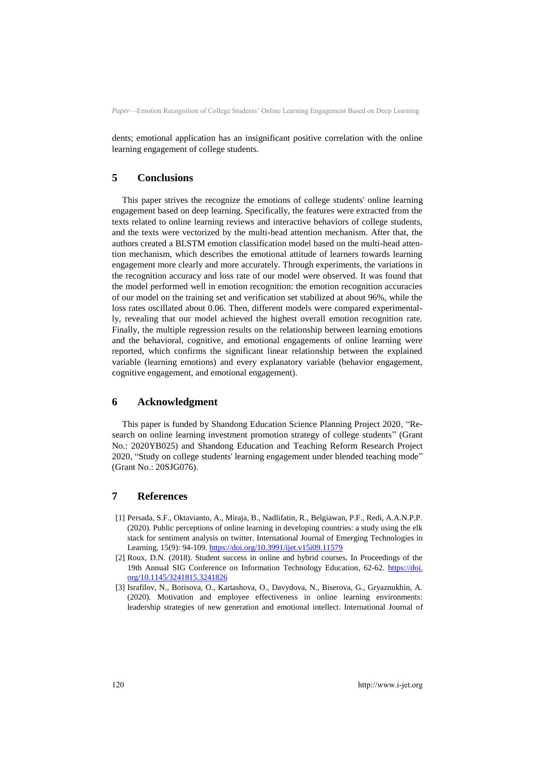dents; emotional application has an insignificant positive correlation with the online learning engagement of college students.

## 5 Conclusions

This paper strives the recognize the emotions of college students' online learning engagement based on deep learning. Specifically, the features were extracted from the texts related to online learning reviews and interactive behaviors of college students, and the texts were vectorized by the multi-head attention mechanism. After that, the authors created a BLSTM emotion classification model based on the multi-head attention mechanism, which describes the emotional attitude of learners towards learning engagement more clearly and more accurately. Through experiments, the variations in the recognition accuracy and loss rate of our model were observed. It was found that the model performed well in emotion recognition: the emotion recognition accuracies of our model on the training set and verification set stabilized at about 96%, while the loss rates oscillated about 0.06. Then, different models were compared experimentally, revealing that our model achieved the highest overall emotion recognition rate. Finally, the multiple regression results on the relationship between learning emotions and the behavioral, cognitive, and emotional engagements of online learning were reported, which confirms the significant linear relationship between the explained variable (learning emotions) and every explanatory variable (behavior engagement, cognitive engagement, and emotional engagement).

## 6 Acknowledgment

This paper is funded by Shandong Education Science Planning Project 2020, "Research on online learning investment promotion strategy of college students" (Grant No.: 2020YB025) and Shandong Education and Teaching Reform Research Project 2020, "Study on college students' learning engagement under blended teaching mode" (Grant No.: 20SJG076).

## 7 References

[1] Persada, S.F., Oktavianto, A., Miraja, B., Nadlifatin, R., Belgiawan, P.F., Redi, A.A.N.P.P. (2020). Public perceptions of online learning in developing countries: a study using the elk stack for sentiment analysis on twitter. International Journal of Emerging Technologies in Learning, 15(9): 94-109. https://doi.org/10.3991/ijet.v15i09.11579

[2] Roux, D.N. (2018). Student success in online and hybrid courses. In Proceedings of the 19th Annual SIG Conference on Information Technology Education, 62-62. https://doi.org/10.1145/3241815.3241826

[3] Israfilov, N., Borisova, O., Kartashova, O., Davydova, N., Biserova, G., Gryaznukhin, A. (2020). Motivation and employee effectiveness in online learning environments: leadership strategies of new generation and emotional intellect. International Journal of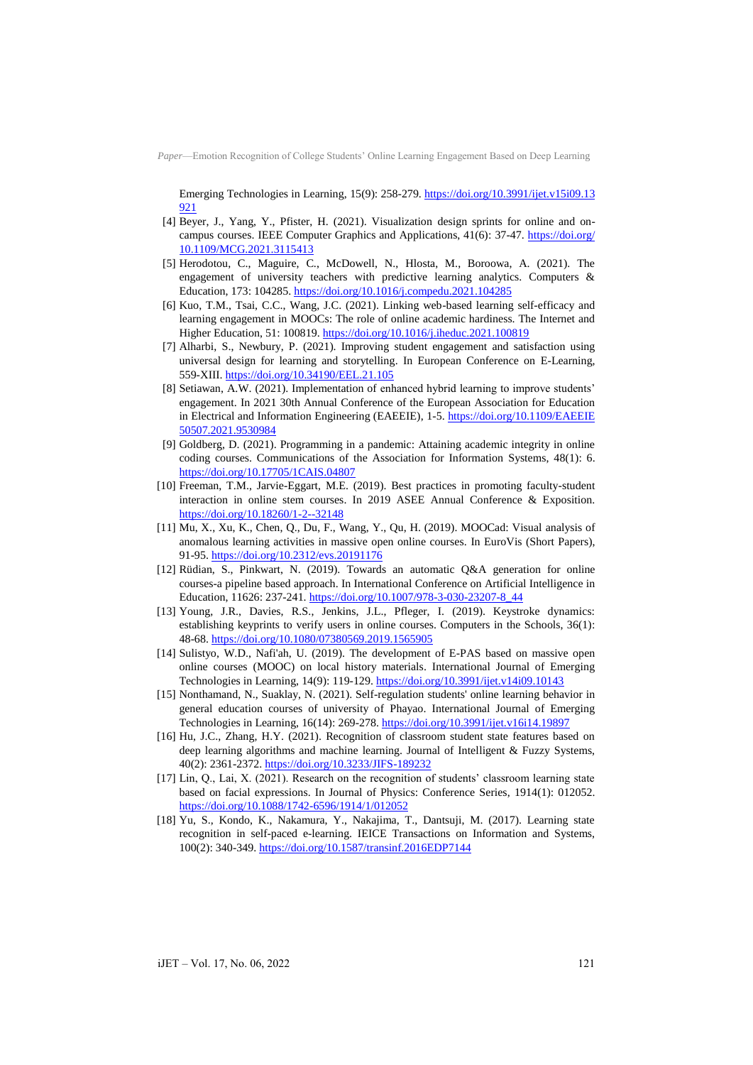Emerging Technologies in Learning, 15(9): 258-279. https://doi.org/10.3991/ijet.v15i09.13921

[4] Beyer, J., Yang, Y., Pfister, H. (2021). Visualization design sprints for online and on-campus courses. IEEE Computer Graphics and Applications, 41(6): 37-47. https://doi.org/10.1109/MCG.2021.3115413

[5] Herodotou, C., Maguire, C., McDowell, N., Hlosta, M., Boroowa, A. (2021). The engagement of university teachers with predictive learning analytics. Computers & Education, 173: 104285. https://doi.org/10.1016/j.compedu.2021.104285

[6] Kuo, T.M., Tsai, C.C., Wang, J.C. (2021). Linking web-based learning self-efficacy and learning engagement in MOOCs: The role of online academic hardiness. The Internet and Higher Education, 51: 100819. https://doi.org/10.1016/j.iheduc.2021.100819

[7] Alharbi, S., Newbury, P. (2021). Improving student engagement and satisfaction using universal design for learning and storytelling. In European Conference on E-Learning, 559-XIII. https://doi.org/10.34190/EEL.21.105

[8] Setiawan, A.W. (2021). Implementation of enhanced hybrid learning to improve students' engagement. In 2021 30th Annual Conference of the European Association for Education in Electrical and Information Engineering (EAEEIE), 1-5. https://doi.org/10.1109/EAEEIE50507.2021.9530984

[9] Goldberg, D. (2021). Programming in a pandemic: Attaining academic integrity in online coding courses. Communications of the Association for Information Systems, 48(1): 6. https://doi.org/10.17705/1CAIS.04807

[10] Freeman, T.M., Jarvie-Eggart, M.E. (2019). Best practices in promoting faculty-student interaction in online stem courses. In 2019 ASEE Annual Conference & Exposition. https://doi.org/10.18260/1-2--32148

[11] Mu, X., Xu, K., Chen, Q., Du, F., Wang, Y., Qu, H. (2019). MOOCad: Visual analysis of anomalous learning activities in massive open online courses. In EuroVis (Short Papers), 91-95. https://doi.org/10.2312/evs.20191176

[12] Rüdian, S., Pinkwart, N. (2019). Towards an automatic Q&A generation for online courses-a pipeline based approach. In International Conference on Artificial Intelligence in Education, 11626: 237-241. https://doi.org/10.1007/978-3-030-23207-8_44

[13] Young, J.R., Davies, R.S., Jenkins, J.L., Pfleger, I. (2019). Keystroke dynamics: establishing keyprints to verify users in online courses. Computers in the Schools, 36(1): 48-68. https://doi.org/10.1080/07380569.2019.1565905

[14] Sulistyo, W.D., Nafi'ah, U. (2019). The development of E-PAS based on massive open online courses (MOOC) on local history materials. International Journal of Emerging Technologies in Learning, 14(9): 119-129. https://doi.org/10.3991/ijet.v14i09.10143

[15] Nonthamand, N., Suaklay, N. (2021). Self-regulation students' online learning behavior in general education courses of university of Phayao. International Journal of Emerging Technologies in Learning, 16(14): 269-278. https://doi.org/10.3991/ijet.v16i14.19897

[16] Hu, J.C., Zhang, H.Y. (2021). Recognition of classroom student state features based on deep learning algorithms and machine learning. Journal of Intelligent & Fuzzy Systems, 40(2): 2361-2372. https://doi.org/10.3233/JIFS-189232

[17] Lin, Q., Lai, X. (2021). Research on the recognition of students' classroom learning state based on facial expressions. In Journal of Physics: Conference Series, 1914(1): 012052. https://doi.org/10.1088/1742-6596/1914/1/012052

[18] Yu, S., Kondo, K., Nakamura, Y., Nakajima, T., Dantsuji, M. (2017). Learning state recognition in self-paced e-learning. IEICE Transactions on Information and Systems, 100(2): 340-349. https://doi.org/10.1587/transinf.2016EDP7144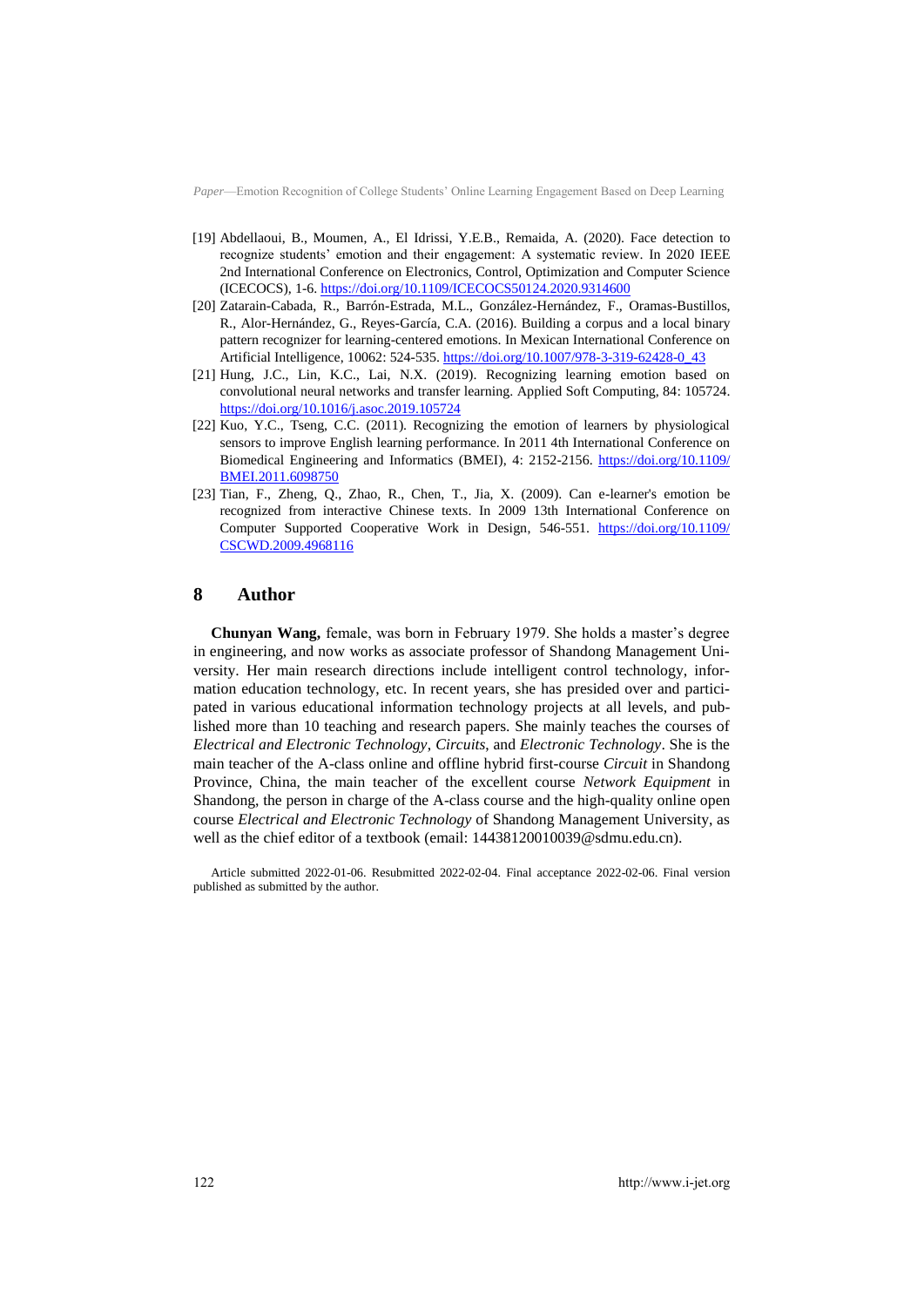[19] Abdellaoui, B., Moumen, A., El Idrissi, Y.E.B., Remaida, A. (2020). Face detection to recognize students' emotion and their engagement: A systematic review. In 2020 IEEE 2nd International Conference on Electronics, Control, Optimization and Computer Science (ICECOCS), 1-6. https://doi.org/10.1109/ICECOCS50124.2020.9314600

[20] Zatarain-Cabada, R., Barrón-Estrada, M.L., González-Hernández, F., Oramas-Bustillos, R., Alor-Hernández, G., Reyes-García, C.A. (2016). Building a corpus and a local binary pattern recognizer for learning-centered emotions. In Mexican International Conference on Artificial Intelligence, 10062: 524-535. https://doi.org/10.1007/978-3-319-62428-0_43

[21] Hung, J.C., Lin, K.C., Lai, N.X. (2019). Recognizing learning emotion based on convolutional neural networks and transfer learning. Applied Soft Computing, 84: 105724. https://doi.org/10.1016/j.asoc.2019.105724

[22] Kuo, Y.C., Tseng, C.C. (2011). Recognizing the emotion of learners by physiological sensors to improve English learning performance. In 2011 4th International Conference on Biomedical Engineering and Informatics (BMEI), 4: 2152-2156. https://doi.org/10.1109/BMEI.2011.6098750

[23] Tian, F., Zheng, Q., Zhao, R., Chen, T., Jia, X. (2009). Can e-learner's emotion be recognized from interactive Chinese texts. In 2009 13th International Conference on Computer Supported Cooperative Work in Design, 546-551. https://doi.org/10.1109/CSCWD.2009.4968116

## 8 Author

**Chunyan Wang,** female, was born in February 1979. She holds a master's degree in engineering, and now works as associate professor of Shandong Management University. Her main research directions include intelligent control technology, information education technology, etc. In recent years, she has presided over and participated in various educational information technology projects at all levels, and published more than 10 teaching and research papers. She mainly teaches the courses of *Electrical and Electronic Technology*, *Circuits*, and *Electronic Technology*. She is the main teacher of the A-class online and offline hybrid first-course *Circuit* in Shandong Province, China, the main teacher of the excellent course *Network Equipment* in Shandong, the person in charge of the A-class course and the high-quality online open course *Electrical and Electronic Technology* of Shandong Management University, as well as the chief editor of a textbook (email: 14438120010039@sdmu.edu.cn).

Article submitted 2022-01-06. Resubmitted 2022-02-04. Final acceptance 2022-02-06. Final version published as submitted by the author.